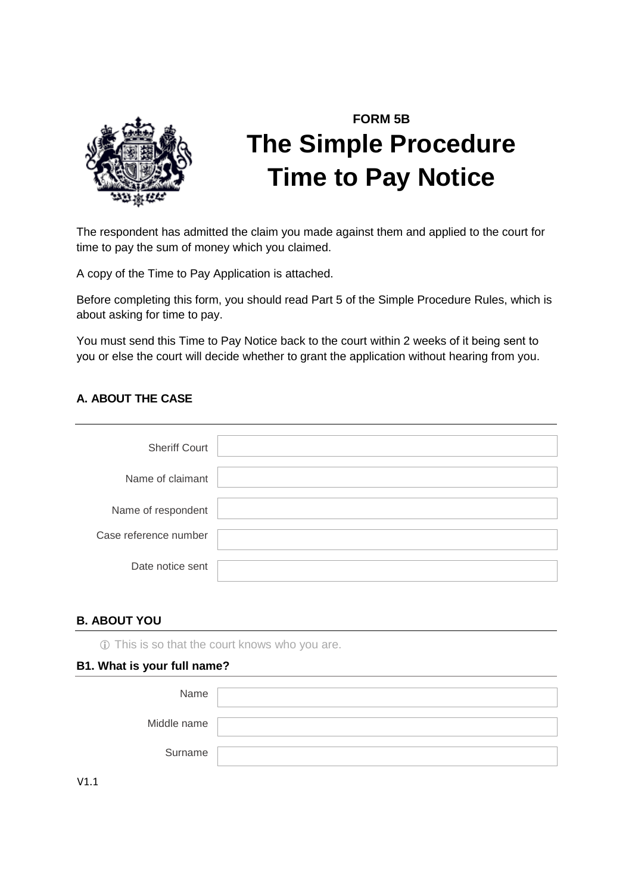**FORM 5B**

# The Simple Procedure Time to Pay Notice

The respondent has admitted the claim you made against them and applied to the court for time to pay the sum of money which you claimed.

A copy of the Time to Pay Application is attached.

Before completing this form, you should read Part 5 of the Simple Procedure Rules, which is about asking for time to pay.

You must send this Time to Pay Notice back to the court within 2 weeks of it being sent to you or else the court will decide whether to grant the application without hearing from you.

## A. ABOUT THE CASE

| | |
|---|---|
| Sheriff Court | |
| Name of claimant | |
| Name of respondent | |
| Case reference number | |
| Date notice sent | |

## B. ABOUT YOU

ⓘ This is so that the court knows who you are.

### B1. What is your full name?

| | |
|---|---|
| Name | |
| Middle name | |
| Surname | |

V1.1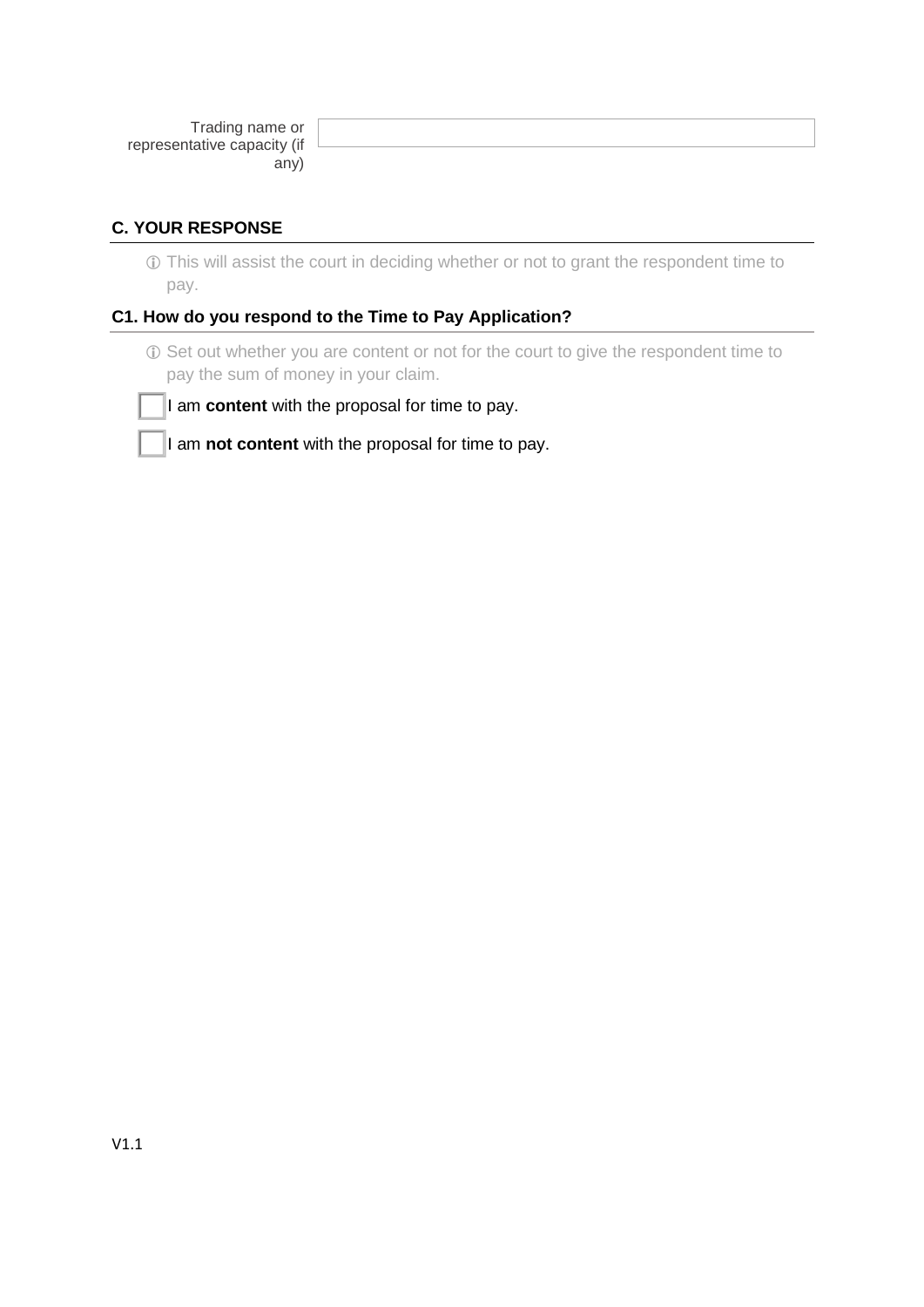Trading name or representative capacity (if any)

## C. YOUR RESPONSE

ⓘ This will assist the court in deciding whether or not to grant the respondent time to pay.

### C1. How do you respond to the Time to Pay Application?

ⓘ Set out whether you are content or not for the court to give the respondent time to pay the sum of money in your claim.

☐ I am **content** with the proposal for time to pay.

☐ I am **not content** with the proposal for time to pay.

V1.1